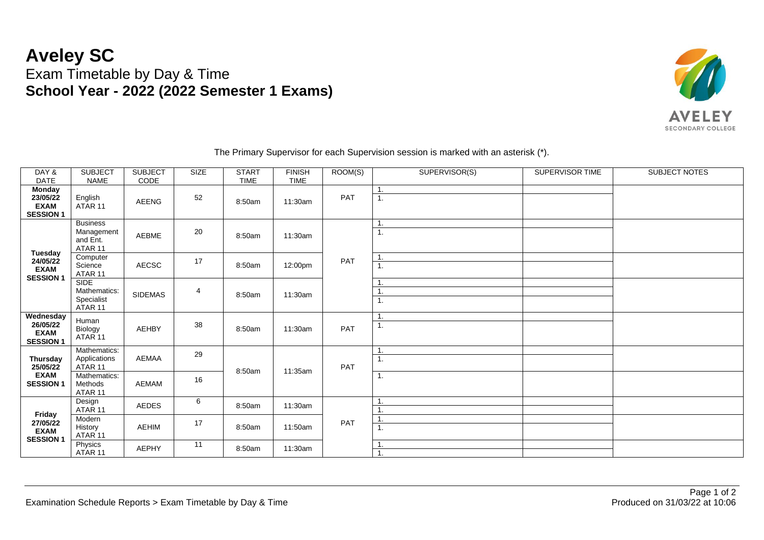# Aveley SC

## Exam Timetable by Day & Time

## School Year - 2022 (2022 Semester 1 Exams)

The Primary Supervisor for each Supervision session is marked with an asterisk (*).

| DAY & DATE | SUBJECT NAME | SUBJECT CODE | SIZE | START TIME | FINISH TIME | ROOM(S) | SUPERVISOR(S) | SUPERVISOR TIME | SUBJECT NOTES |
|---|---|---|---|---|---|---|---|---|---|
| **Monday 23/05/22 EXAM SESSION 1** | English ATAR 11 | AEENG | 52 | 8:50am | 11:30am | PAT | 1. | | |
| | | | | | | | 1. | | |
| **Tuesday 24/05/22 EXAM SESSION 1** | Business Management and Ent. ATAR 11 | AEBME | 20 | 8:50am | 11:30am | PAT | 1. | | |
| | | | | | | | 1. | | |
| | Computer Science ATAR 11 | AECSC | 17 | 8:50am | 12:00pm | | 1. | | |
| | | | | | | | 1. | | |
| | SIDE Mathematics: Specialist ATAR 11 | SIDEMAS | 4 | 8:50am | 11:30am | | 1. | | |
| | | | | | | | 1. | | |
| | | | | | | | 1. | | |
| **Wednesday 26/05/22 EXAM SESSION 1** | Human Biology ATAR 11 | AEHBY | 38 | 8:50am | 11:30am | PAT | 1. | | |
| | | | | | | | 1. | | |
| **Thursday 25/05/22 EXAM SESSION 1** | Mathematics: Applications ATAR 11 | AEMAA | 29 | 8:50am | 11:35am | PAT | 1. | | |
| | | | | | | | 1. | | |
| | Mathematics: Methods ATAR 11 | AEMAM | 16 | | | | 1. | | |
| **Friday 27/05/22 EXAM SESSION 1** | Design ATAR 11 | AEDES | 6 | 8:50am | 11:30am | PAT | 1. | | |
| | | | | | | | 1. | | |
| | Modern History ATAR 11 | AEHIM | 17 | 8:50am | 11:50am | | 1. | | |
| | | | | | | | 1. | | |
| | Physics ATAR 11 | AEPHY | 11 | 8:50am | 11:30am | | 1. | | |
| | | | | | | | 1. | | |

Examination Schedule Reports > Exam Timetable by Day & Time

Produced on 31/03/22 at 10:06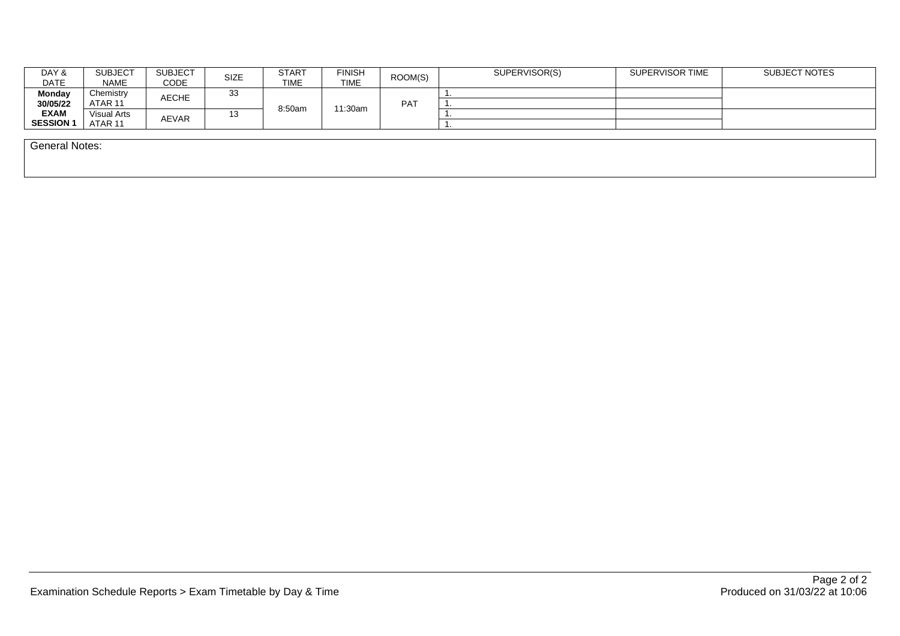| DAY & DATE | SUBJECT NAME | SUBJECT CODE | SIZE | START TIME | FINISH TIME | ROOM(S) | SUPERVISOR(S) | SUPERVISOR TIME | SUBJECT NOTES |
|---|---|---|---|---|---|---|---|---|---|
| **Monday 30/05/22 EXAM SESSION 1** | Chemistry ATAR 11 | AECHE | 33 | 8:50am | 11:30am | PAT | 1. | | |
| | | | | | | | 1. | | |
| | Visual Arts ATAR 11 | AEVAR | 13 | | | | 1. | | |
| | | | | | | | 1. | | |

General Notes:

Examination Schedule Reports > Exam Timetable by Day & Time

Produced on 31/03/22 at 10:06